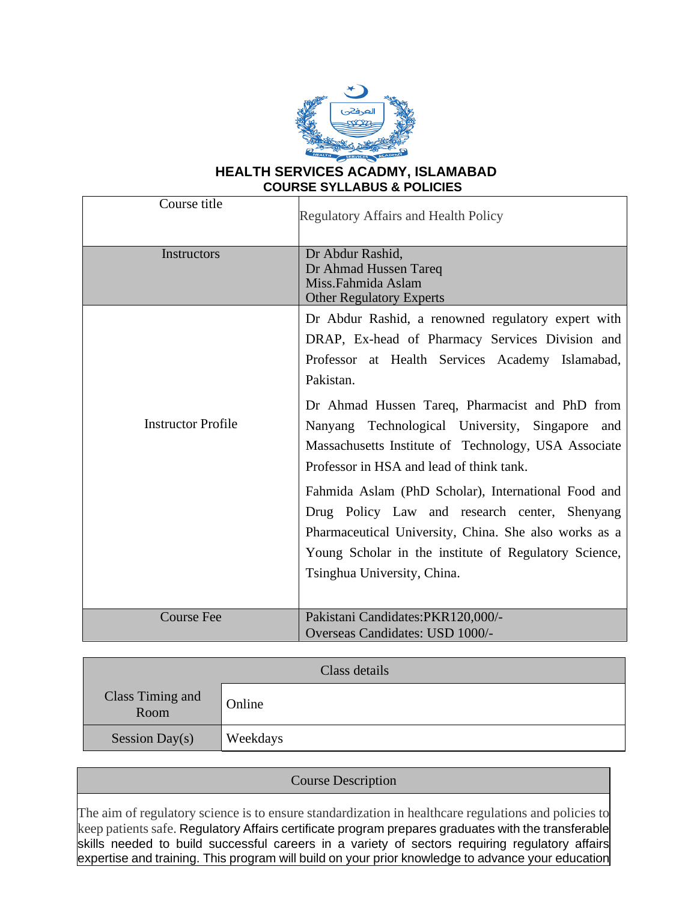# HEALTH SERVICES ACADMY, ISLAMABAD
## COURSE SYLLABUS & POLICIES

| Course title | Regulatory Affairs and Health Policy |
|---|---|
| Instructors | Dr Abdur Rashid,<br>Dr Ahmad Hussen Tareq<br>Miss.Fahmida Aslam<br>Other Regulatory Experts |
| Instructor Profile | Dr Abdur Rashid, a renowned regulatory expert with DRAP, Ex-head of Pharmacy Services Division and Professor at Health Services Academy Islamabad, Pakistan.<br><br>Dr Ahmad Hussen Tareq, Pharmacist and PhD from Nanyang Technological University, Singapore and Massachusetts Institute of Technology, USA Associate Professor in HSA and lead of think tank.<br><br>Fahmida Aslam (PhD Scholar), International Food and Drug Policy Law and research center, Shenyang Pharmaceutical University, China. She also works as a Young Scholar in the institute of Regulatory Science, Tsinghua University, China. |
| Course Fee | Pakistani Candidates:PKR120,000/-<br>Overseas Candidates: USD 1000/- |

| Class details | |
|---|---|
| Class Timing and Room | Online |
| Session Day(s) | Weekdays |

| Course Description |
|---|
| The aim of regulatory science is to ensure standardization in healthcare regulations and policies to keep patients safe. Regulatory Affairs certificate program prepares graduates with the transferable skills needed to build successful careers in a variety of sectors requiring regulatory affairs expertise and training. This program will build on your prior knowledge to advance your education |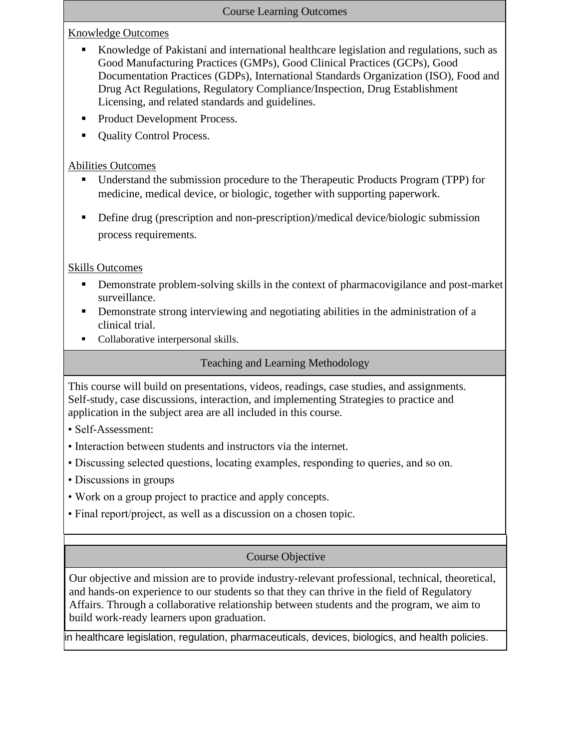## Course Learning Outcomes

Knowledge Outcomes

- Knowledge of Pakistani and international healthcare legislation and regulations, such as Good Manufacturing Practices (GMPs), Good Clinical Practices (GCPs), Good Documentation Practices (GDPs), International Standards Organization (ISO), Food and Drug Act Regulations, Regulatory Compliance/Inspection, Drug Establishment Licensing, and related standards and guidelines.
- Product Development Process.
- Quality Control Process.

Abilities Outcomes

- Understand the submission procedure to the Therapeutic Products Program (TPP) for medicine, medical device, or biologic, together with supporting paperwork.
- Define drug (prescription and non-prescription)/medical device/biologic submission process requirements.

Skills Outcomes

- Demonstrate problem-solving skills in the context of pharmacovigilance and post-market surveillance.
- Demonstrate strong interviewing and negotiating abilities in the administration of a clinical trial.
- Collaborative interpersonal skills.

## Teaching and Learning Methodology

This course will build on presentations, videos, readings, case studies, and assignments. Self-study, case discussions, interaction, and implementing Strategies to practice and application in the subject area are all included in this course.

- Self-Assessment:
- Interaction between students and instructors via the internet.
- Discussing selected questions, locating examples, responding to queries, and so on.
- Discussions in groups
- Work on a group project to practice and apply concepts.
- Final report/project, as well as a discussion on a chosen topic.

## Course Objective

Our objective and mission are to provide industry-relevant professional, technical, theoretical, and hands-on experience to our students so that they can thrive in the field of Regulatory Affairs. Through a collaborative relationship between students and the program, we aim to build work-ready learners upon graduation.

in healthcare legislation, regulation, pharmaceuticals, devices, biologics, and health policies.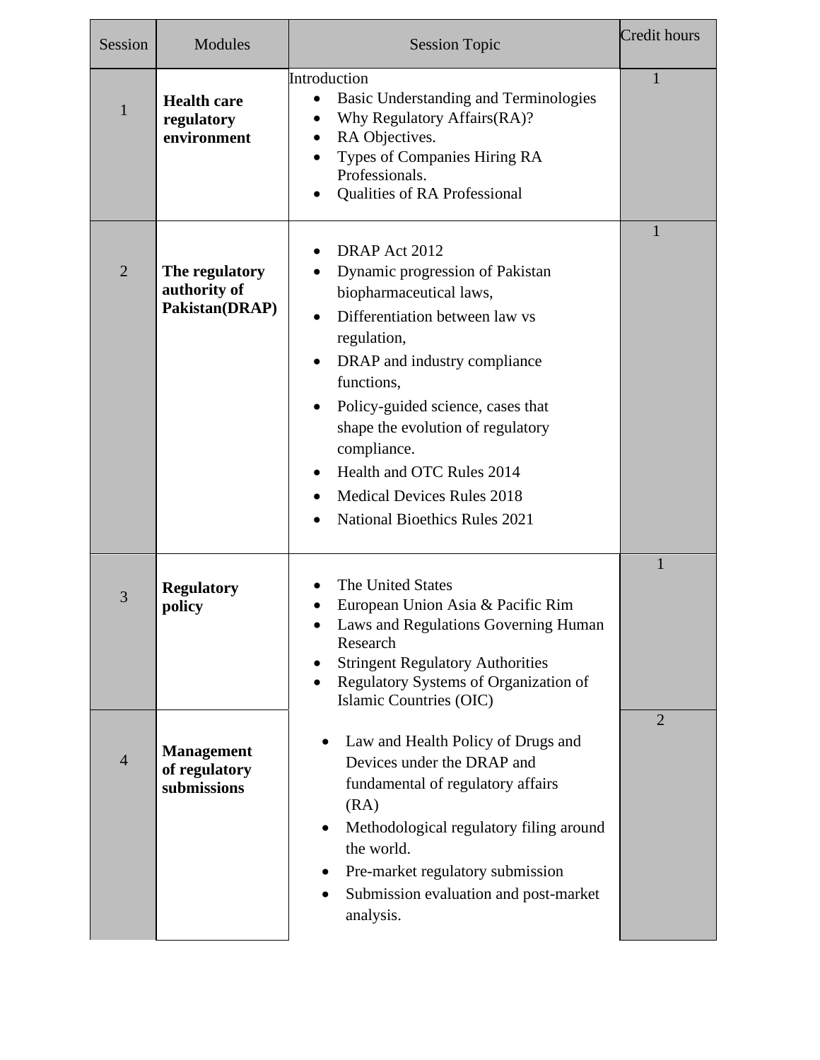| Session | Modules | Session Topic | Credit hours |
|---|---|---|---|
| 1 | **Health care regulatory environment** | Introduction<br>• Basic Understanding and Terminologies<br>• Why Regulatory Affairs(RA)?<br>• RA Objectives.<br>• Types of Companies Hiring RA Professionals.<br>• Qualities of RA Professional | 1 |
| 2 | **The regulatory authority of Pakistan(DRAP)** | • DRAP Act 2012<br>• Dynamic progression of Pakistan biopharmaceutical laws,<br>• Differentiation between law vs regulation,<br>• DRAP and industry compliance functions,<br>• Policy-guided science, cases that shape the evolution of regulatory compliance.<br>• Health and OTC Rules 2014<br>• Medical Devices Rules 2018<br>• National Bioethics Rules 2021 | 1 |
| 3 | **Regulatory policy** | • The United States<br>• European Union Asia & Pacific Rim<br>• Laws and Regulations Governing Human Research<br>• Stringent Regulatory Authorities<br>• Regulatory Systems of Organization of Islamic Countries (OIC) | 1 |
| 4 | **Management of regulatory submissions** | • Law and Health Policy of Drugs and Devices under the DRAP and fundamental of regulatory affairs (RA)<br>• Methodological regulatory filing around the world.<br>• Pre-market regulatory submission<br>• Submission evaluation and post-market analysis. | 2 |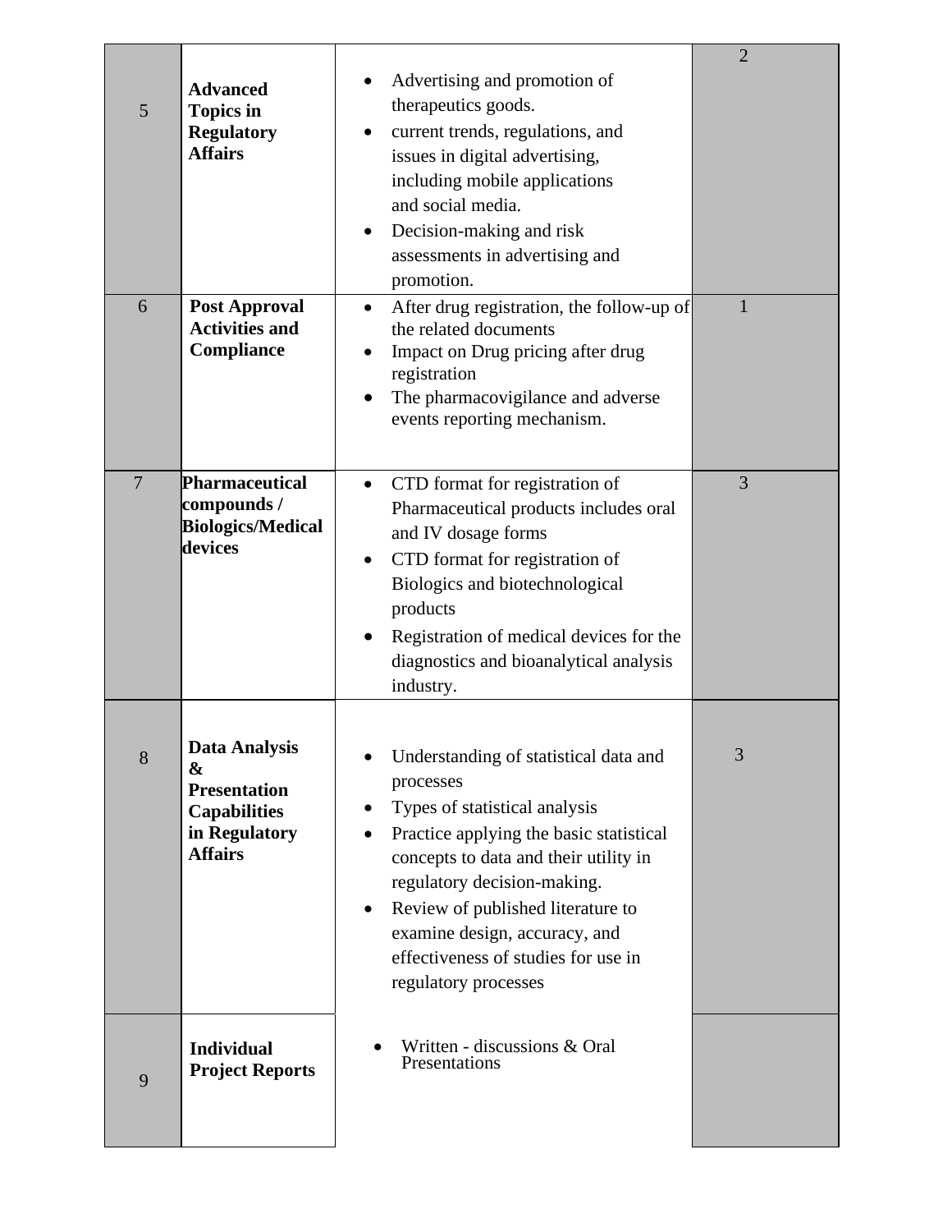| | | | |
|---|---|---|---|
| 5 | **Advanced Topics in Regulatory Affairs** | • Advertising and promotion of therapeutics goods.<br>• current trends, regulations, and issues in digital advertising, including mobile applications and social media.<br>• Decision-making and risk assessments in advertising and promotion. | 2 |
| 6 | **Post Approval Activities and Compliance** | • After drug registration, the follow-up of the related documents<br>• Impact on Drug pricing after drug registration<br>• The pharmacovigilance and adverse events reporting mechanism. | 1 |
| 7 | **Pharmaceutical compounds / Biologics/Medical devices** | • CTD format for registration of Pharmaceutical products includes oral and IV dosage forms<br>• CTD format for registration of Biologics and biotechnological products<br>• Registration of medical devices for the diagnostics and bioanalytical analysis industry. | 3 |
| 8 | **Data Analysis & Presentation Capabilities in Regulatory Affairs** | • Understanding of statistical data and processes<br>• Types of statistical analysis<br>• Practice applying the basic statistical concepts to data and their utility in regulatory decision-making.<br>• Review of published literature to examine design, accuracy, and effectiveness of studies for use in regulatory processes | 3 |
| 9 | **Individual Project Reports** | • Written - discussions & Oral Presentations | |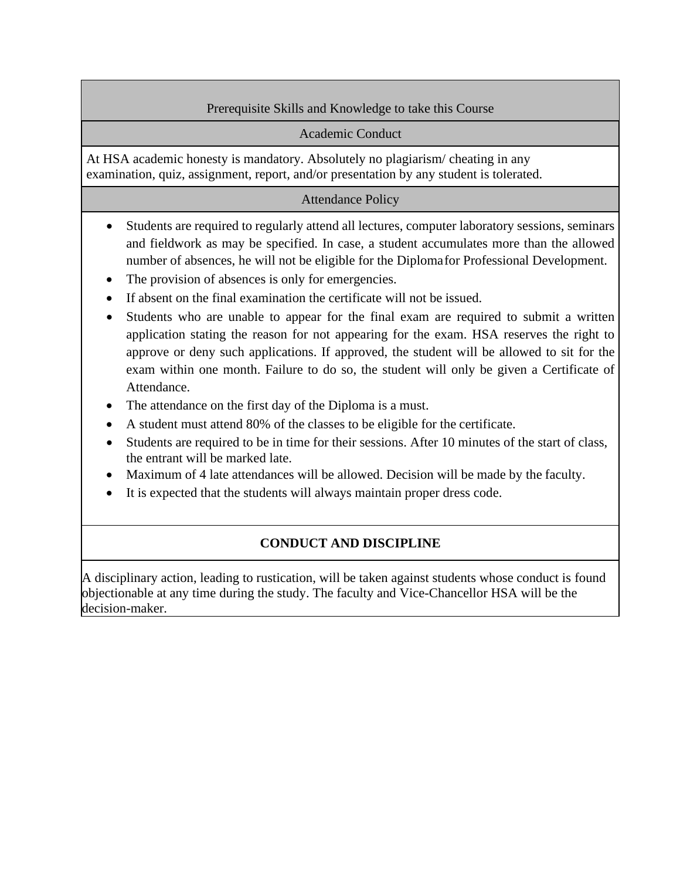## Prerequisite Skills and Knowledge to take this Course

## Academic Conduct

At HSA academic honesty is mandatory. Absolutely no plagiarism/ cheating in any examination, quiz, assignment, report, and/or presentation by any student is tolerated.

## Attendance Policy

- Students are required to regularly attend all lectures, computer laboratory sessions, seminars and fieldwork as may be specified. In case, a student accumulates more than the allowed number of absences, he will not be eligible for the Diploma for Professional Development.
- The provision of absences is only for emergencies.
- If absent on the final examination the certificate will not be issued.
- Students who are unable to appear for the final exam are required to submit a written application stating the reason for not appearing for the exam. HSA reserves the right to approve or deny such applications. If approved, the student will be allowed to sit for the exam within one month. Failure to do so, the student will only be given a Certificate of Attendance.
- The attendance on the first day of the Diploma is a must.
- A student must attend 80% of the classes to be eligible for the certificate.
- Students are required to be in time for their sessions. After 10 minutes of the start of class, the entrant will be marked late.
- Maximum of 4 late attendances will be allowed. Decision will be made by the faculty.
- It is expected that the students will always maintain proper dress code.

## CONDUCT AND DISCIPLINE

A disciplinary action, leading to rustication, will be taken against students whose conduct is found objectionable at any time during the study. The faculty and Vice-Chancellor HSA will be the decision-maker.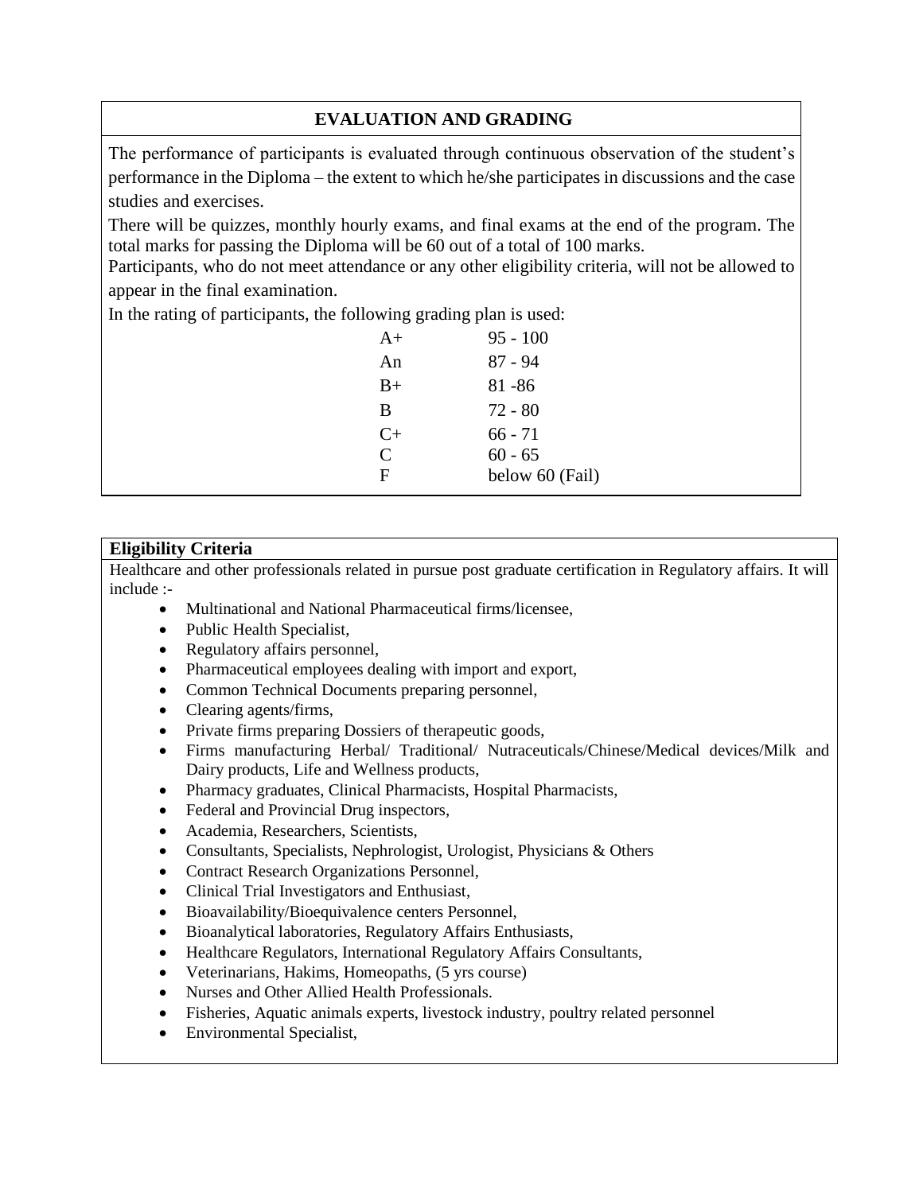## EVALUATION AND GRADING

The performance of participants is evaluated through continuous observation of the student's performance in the Diploma – the extent to which he/she participates in discussions and the case studies and exercises.

There will be quizzes, monthly hourly exams, and final exams at the end of the program. The total marks for passing the Diploma will be 60 out of a total of 100 marks.

Participants, who do not meet attendance or any other eligibility criteria, will not be allowed to appear in the final examination.

In the rating of participants, the following grading plan is used:

| Grade | Marks |
|---|---|
| A+ | 95 - 100 |
| An | 87 - 94 |
| B+ | 81 -86 |
| B | 72 - 80 |
| C+ | 66 - 71 |
| C | 60 - 65 |
| F | below 60 (Fail) |

## Eligibility Criteria

Healthcare and other professionals related in pursue post graduate certification in Regulatory affairs. It will include :-

- Multinational and National Pharmaceutical firms/licensee,
- Public Health Specialist,
- Regulatory affairs personnel,
- Pharmaceutical employees dealing with import and export,
- Common Technical Documents preparing personnel,
- Clearing agents/firms,
- Private firms preparing Dossiers of therapeutic goods,
- Firms manufacturing Herbal/ Traditional/ Nutraceuticals/Chinese/Medical devices/Milk and Dairy products, Life and Wellness products,
- Pharmacy graduates, Clinical Pharmacists, Hospital Pharmacists,
- Federal and Provincial Drug inspectors,
- Academia, Researchers, Scientists,
- Consultants, Specialists, Nephrologist, Urologist, Physicians & Others
- Contract Research Organizations Personnel,
- Clinical Trial Investigators and Enthusiast,
- Bioavailability/Bioequivalence centers Personnel,
- Bioanalytical laboratories, Regulatory Affairs Enthusiasts,
- Healthcare Regulators, International Regulatory Affairs Consultants,
- Veterinarians, Hakims, Homeopaths, (5 yrs course)
- Nurses and Other Allied Health Professionals.
- Fisheries, Aquatic animals experts, livestock industry, poultry related personnel
- Environmental Specialist,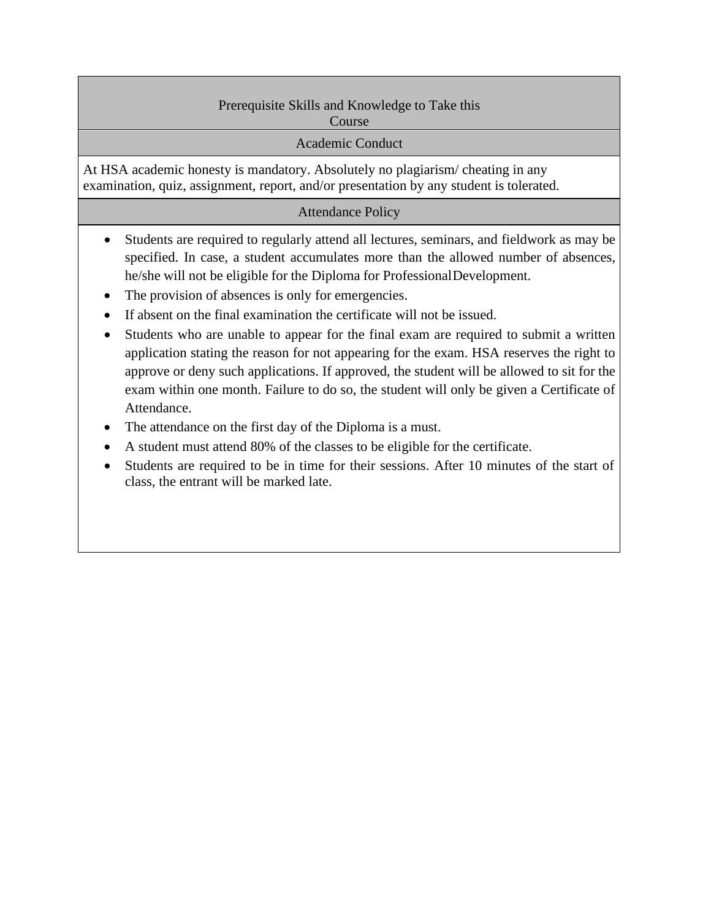| Prerequisite Skills and Knowledge to Take this Course |
| --- |
| **Academic Conduct** |
| At HSA academic honesty is mandatory. Absolutely no plagiarism/ cheating in any examination, quiz, assignment, report, and/or presentation by any student is tolerated. |
| **Attendance Policy** |
| • Students are required to regularly attend all lectures, seminars, and fieldwork as may be specified. In case, a student accumulates more than the allowed number of absences, he/she will not be eligible for the Diploma for Professional Development.<br>• The provision of absences is only for emergencies.<br>• If absent on the final examination the certificate will not be issued.<br>• Students who are unable to appear for the final exam are required to submit a written application stating the reason for not appearing for the exam. HSA reserves the right to approve or deny such applications. If approved, the student will be allowed to sit for the exam within one month. Failure to do so, the student will only be given a Certificate of Attendance.<br>• The attendance on the first day of the Diploma is a must.<br>• A student must attend 80% of the classes to be eligible for the certificate.<br>• Students are required to be in time for their sessions. After 10 minutes of the start of class, the entrant will be marked late. |